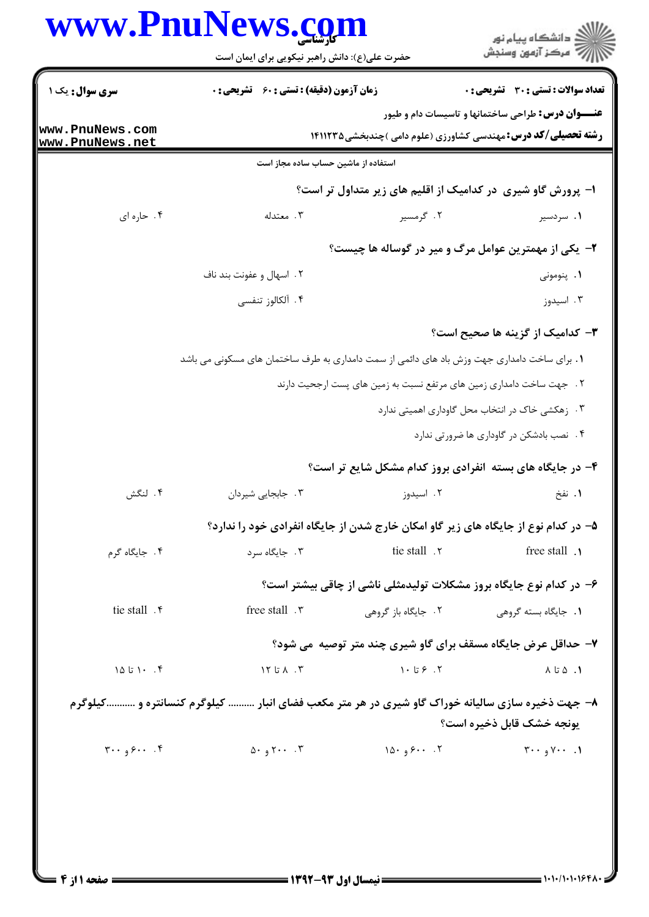**سری سوال:** یک ۱

**زمان آزمون (دقیقه) : تستی : ۶۰ تشریحی : ۰**

**تعداد سوالات : تستی : ۳۰ تشریحی : ۰**

**عنـــوان درس:** طراحی ساختمانها و تاسیسات دام و طیور

**رشته تحصیلی/کد درس:** مهندسی کشاورزی (علوم دامی )چندبخشی ۱۴۱۱۲۳۵

استفاده از ماشین حساب ساده مجاز است

**۱- پرورش گاو شیری در کدامیک از اقلیم های زیر متداول تر است؟**

۱. سردسیر　　۲. گرمسیر　　۳. معتدله　　۴. حاره ای

**۲- یکی از مهمترین عوامل مرگ و میر در گوساله ها چیست؟**

۱. پنومونی　　۲. اسهال و عفونت بند ناف　　۳. اسیدوز　　۴. آلکالوز تنفسی

**۳- کدامیک از گزینه ها صحیح است؟**

۱. برای ساخت دامداری جهت وزش باد های دائمی از سمت دامداری به طرف ساختمان های مسکونی می باشد

۲. جهت ساخت دامداری زمین های مرتفع نسبت به زمین های پست ارجحیت دارند

۳. زهکشی خاک در انتخاب محل گاوداری اهمیتی ندارد

۴. نصب بادشکن در گاوداری ها ضرورتی ندارد

**۴- در جایگاه های بسته انفرادی بروز کدام مشکل شایع تر است؟**

۱. نفخ　　۲. اسیدوز　　۳. جابجایی شیردان　　۴. لنگش

**۵- در کدام نوع از جایگاه های زیر گاو امکان خارج شدن از جایگاه انفرادی خود را ندارد؟**

۱. free stall　　۲. tie stall　　۳. جایگاه سرد　　۴. جایگاه گرم

**۶- در کدام نوع جایگاه بروز مشکلات تولیدمثلی ناشی از چاقی بیشتر است؟**

۱. جایگاه بسته گروهی　　۲. جایگاه باز گروهی　　۳. free stall　　۴. tie stall

**۷- حداقل عرض جایگاه مسقف برای گاو شیری چند متر توصیه می شود؟**

۱. ۵ تا ۸　　۲. ۶ تا ۱۰　　۳. ۸ تا ۱۲　　۴. ۱۰ تا ۱۵

**۸- جهت ذخیره سازی سالیانه خوراک گاو شیری در هر متر مکعب فضای انبار ......... کیلوگرم کنسانتره و ..........کیلوگرم یونجه خشک قابل ذخیره است؟**

۱. ۷۰۰ و ۳۰۰　　۲. ۶۰۰ و ۱۵۰　　۳. ۲۰۰ و ۵۰　　۴. ۶۰۰ و ۳۰۰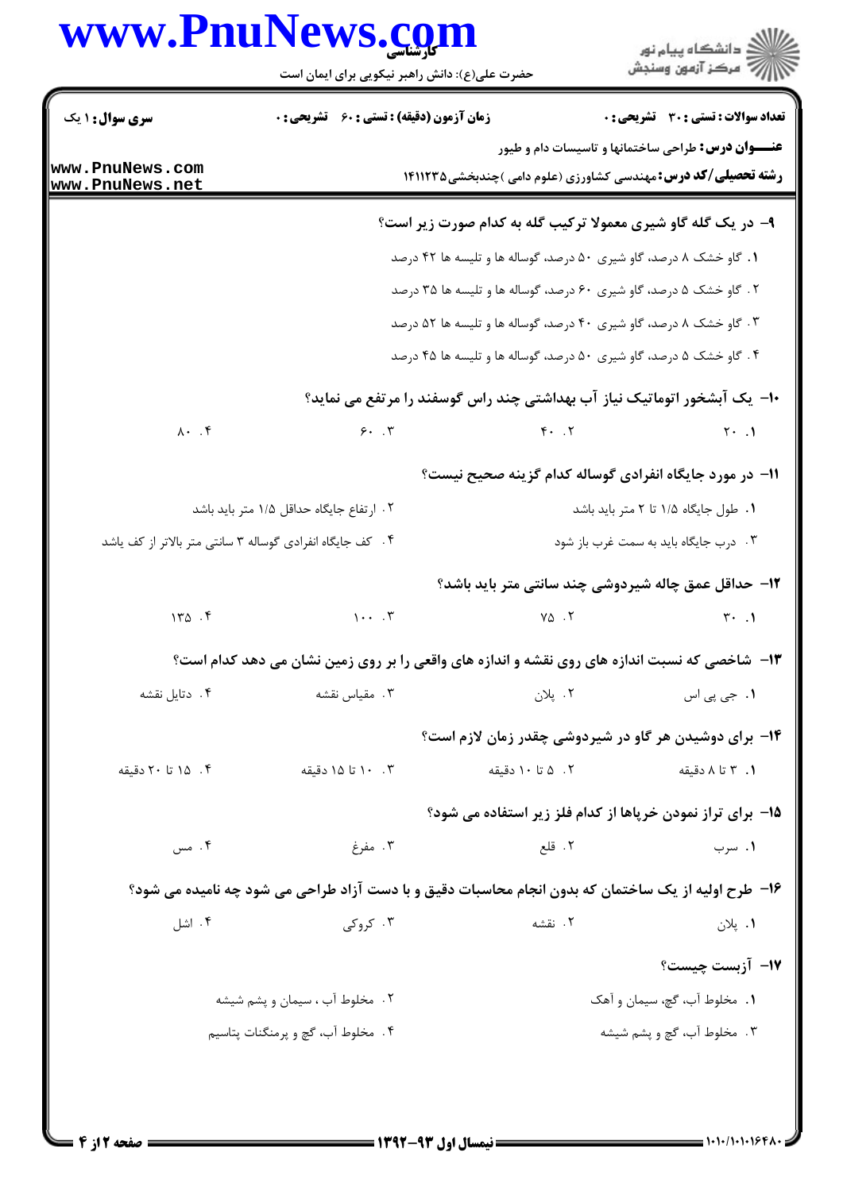**سری سوال:** ۱ یک

**زمان آزمون (دقیقه) : تستی : ۶۰ تشریحی : ۰**

**تعداد سوالات : تستی : ۳۰ تشریحی : ۰**

**عنـــوان درس:** طراحی ساختمانها و تاسیسات دام و طیور

**رشته تحصیلی/کد درس:** مهندسی کشاورزی (علوم دامی )چندبخشی۱۴۱۱۲۳۵

۹- در یک گله گاو شیری معمولا ترکیب گله به کدام صورت زیر است؟

۱. گاو خشک ۸ درصد، گاو شیری ۵۰ درصد، گوساله ها و تلیسه ها ۴۲ درصد

۲. گاو خشک ۵ درصد، گاو شیری ۶۰ درصد، گوساله ها و تلیسه ها ۳۵ درصد

۳. گاو خشک ۸ درصد، گاو شیری ۴۰ درصد، گوساله ها و تلیسه ها ۵۲ درصد

۴. گاو خشک ۵ درصد، گاو شیری ۵۰ درصد، گوساله ها و تلیسه ها ۴۵ درصد

۱۰- یک آبشخور اتوماتیک نیاز آب بهداشتی چند راس گوسفند را مرتفع می نماید؟

۱. ۲۰ ۲. ۴۰ ۳. ۶۰ ۴. ۸۰

۱۱- در مورد جایگاه انفرادی گوساله کدام گزینه صحیح نیست؟

۱. طول جایگاه ۱/۵ تا ۲ متر باید باشد

۲. ارتفاع جایگاه حداقل ۱/۵ متر باید باشد

۳. درب جایگاه باید به سمت غرب باز شود

۴. کف جایگاه انفرادی گوساله ۳ سانتی متر بالاتر از کف باشد

۱۲- حداقل عمق چاله شیردوشی چند سانتی متر باید باشد؟

۱. ۳۰ ۲. ۷۵ ۳. ۱۰۰ ۴. ۱۳۵

۱۳- شاخصی که نسبت اندازه های روی نقشه و اندازه های واقعی را بر روی زمین نشان می دهد کدام است؟

۱. جی پی اس ۲. پلان ۳. مقیاس نقشه ۴. دتایل نقشه

۱۴- برای دوشیدن هر گاو در شیردوشی چقدر زمان لازم است؟

۱. ۳ تا ۸ دقیقه ۲. ۵ تا ۱۰ دقیقه ۳. ۱۰ تا ۱۵ دقیقه ۴. ۱۵ تا ۲۰ دقیقه

۱۵- برای تراز نمودن خرپاها از کدام فلز زیر استفاده می شود؟

۱. سرب ۲. قلع ۳. مفرغ ۴. مس

۱۶- طرح اولیه از یک ساختمان که بدون انجام محاسبات دقیق و با دست آزاد طراحی می شود چه نامیده می شود؟

۱. پلان ۲. نقشه ۳. کروکی ۴. اشل

۱۷- آزبست چیست؟

۱. مخلوط آب، گچ، سیمان و آهک

۲. مخلوط آب ، سیمان و پشم شیشه

۳. مخلوط آب، گچ و پشم شیشه

۴. مخلوط آب، گچ و پرمنگنات پتاسیم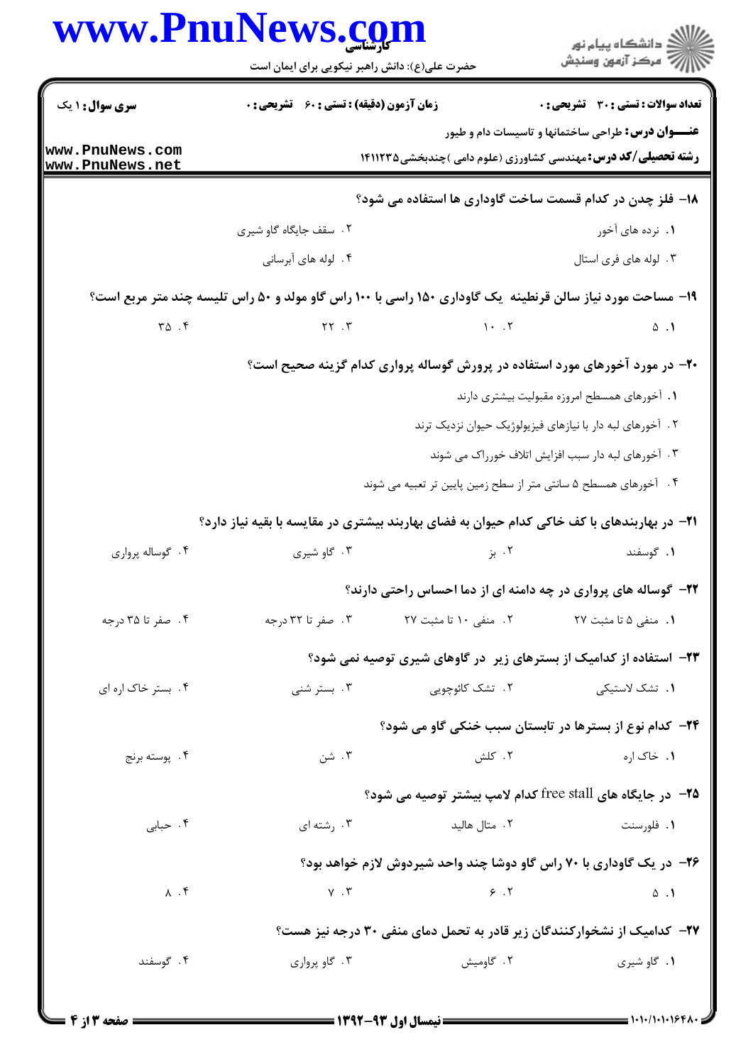**سری سوال:** ۱ یک | **زمان آزمون (دقیقه) : تستی :** ۶۰ **تشریحی :** ۰ | **تعداد سوالات : تستی :** ۳۰ **تشریحی :** ۰

**عنـــوان درس:** طراحی ساختمانها و تاسیسات دام و طیور

**رشته تحصیلی/کد درس:** مهندسی کشاورزی (علوم دامی )چندبخشی۱۴۱۱۲۳۵

۱۸- فلز چدن در کدام قسمت ساخت گاوداری ها استفاده می شود؟

۱. نرده های آخور

۲. سقف جایگاه گاو شیری

۳. لوله های فری استال

۴. لوله های آبرسانی

۱۹- مساحت مورد نیاز سالن قرنطینه یک گاوداری ۱۵۰ راسی با ۱۰۰ راس گاو مولد و ۵۰ راس تلیسه چند متر مربع است؟

۱. ۵

۲. ۱۰

۳. ۲۲

۴. ۳۵

۲۰- در مورد آخورهای مورد استفاده در پرورش گوساله پرواری کدام گزینه صحیح است؟

۱. آخورهای همسطح امروزه مقبولیت بیشتری دارند

۲. آخورهای لبه دار با نیازهای فیزیولوژیک حیوان نزدیک ترند

۳. آخورهای لبه دار سبب افزایش اتلاف خوراک می شوند

۴. آخورهای همسطح ۵ سانتی متر از سطح زمین پایین تر تعبیه می شوند

۲۱- در بهاربندهای با کف خاکی کدام حیوان به فضای بهاربند بیشتری در مقایسه با بقیه نیاز دارد؟

۱. گوسفند

۲. بز

۳. گاو شیری

۴. گوساله پرواری

۲۲- گوساله های پرواری در چه دامنه ای از دما احساس راحتی دارند؟

۱. منفی ۵ تا مثبت ۲۷

۲. منفی ۱۰ تا مثبت ۲۷

۳. صفر تا ۳۲ درجه

۴. صفر تا ۳۵ درجه

۲۳- استفاده از کدامیک از بسترهای زیر در گاوهای شیری توصیه نمی شود؟

۱. تشک لاستیکی

۲. تشک کائوچویی

۳. بستر شنی

۴. بستر خاک اره ای

۲۴- کدام نوع از بسترها در تابستان سبب خنکی گاو می شود؟

۱. خاک اره

۲. کلش

۳. شن

۴. پوسته برنج

۲۵- در جایگاه های free stall کدام لامپ بیشتر توصیه می شود؟

۱. فلورسنت

۲. متال هالید

۳. رشته ای

۴. حبابی

۲۶- در یک گاوداری با ۷۰ راس گاو دوشا چند واحد شیردوش لازم خواهد بود؟

۱. ۵

۲. ۶

۳. ۷

۴. ۸

۲۷- کدامیک از نشخوارکنندگان زیر قادر به تحمل دمای منفی ۳۰ درجه نیز هست؟

۱. گاو شیری

۲. گاومیش

۳. گاو پرواری

۴. گوسفند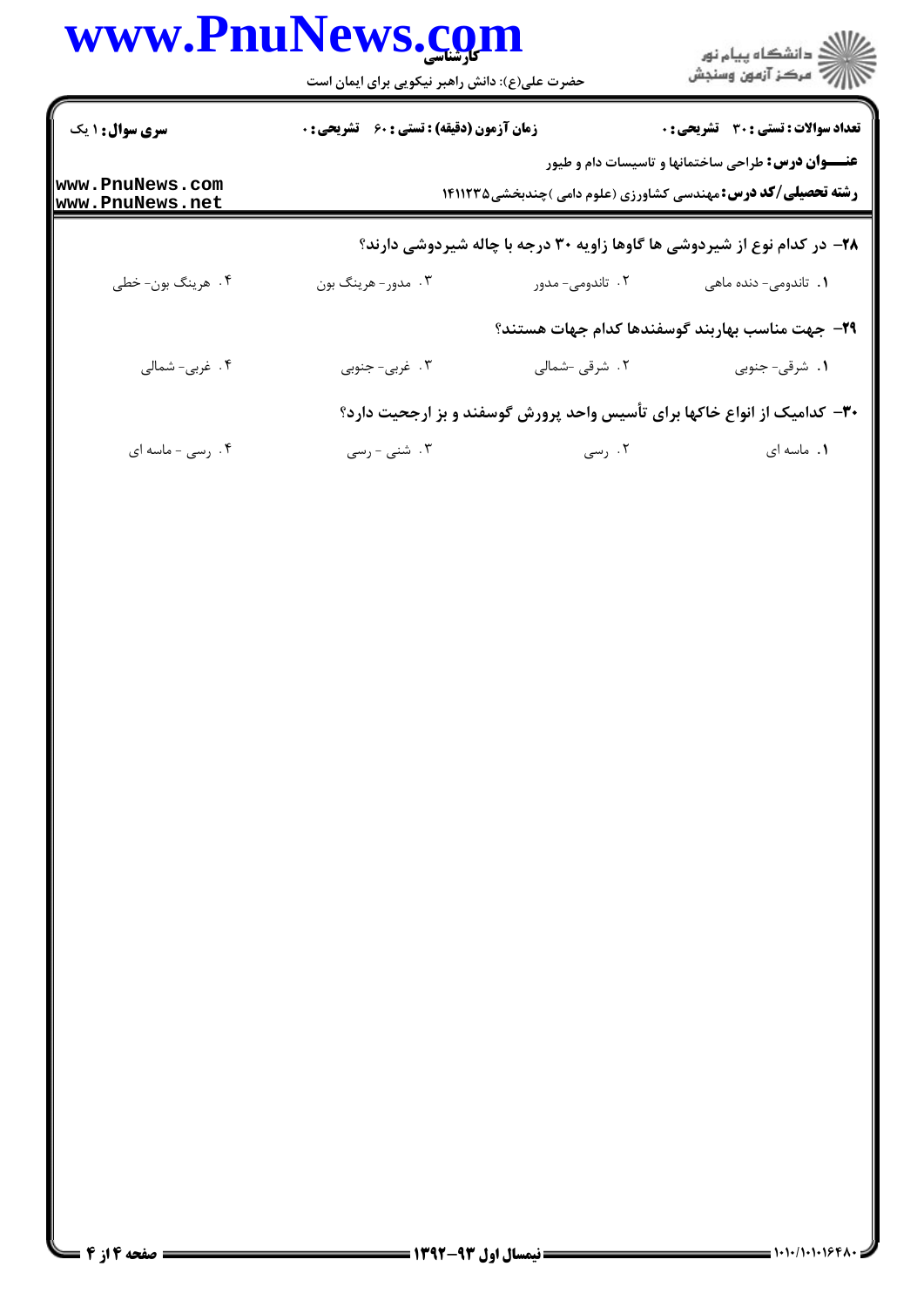**سری سوال:** ۱ یک | **زمان آزمون (دقیقه) : تستی :** ۶۰ **تشریحی :** ۰ | **تعداد سوالات : تستی :** ۳۰ **تشریحی :** ۰

**عنـــوان درس:** طراحی ساختمانها و تاسیسات دام و طیور

**رشته تحصیلی/کد درس:** مهندسی کشاورزی (علوم دامی )چندبخشی ۱۴۱۱۲۳۵

**۲۸- در کدام نوع از شیردوشی ها گاوها زاویه ۳۰ درجه با چاله شیردوشی دارند؟**

۱. تاندومی- دنده ماهی

۲. تاندومی- مدور

۳. مدور- هرینگ بون

۴. هرینگ بون- خطی

**۲۹- جهت مناسب بهاربند گوسفندها کدام جهات هستند؟**

۱. شرقی- جنوبی

۲. شرقی -شمالی

۳. غربی- جنوبی

۴. غربی- شمالی

**۳۰- کدامیک از انواع خاکها برای تأسیس واحد پرورش گوسفند و بز ارجحیت دارد؟**

۱. ماسه ای

۲. رسی

۳. شنی - رسی

۴. رسی - ماسه ای